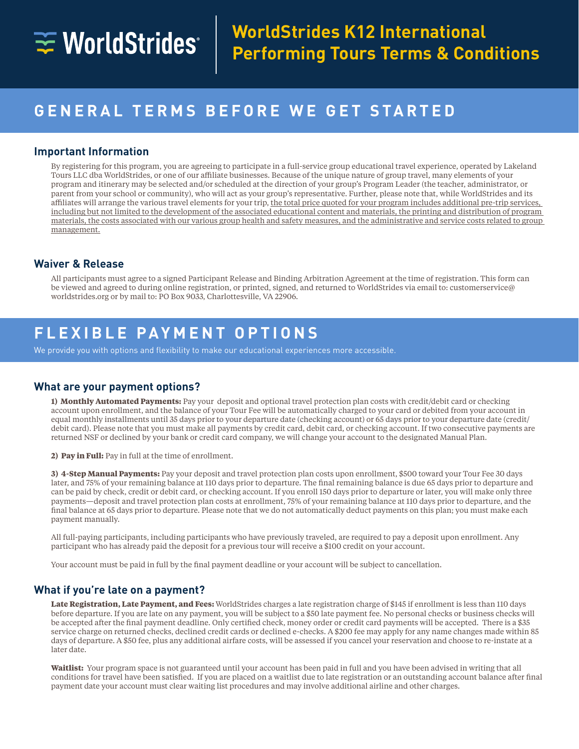# WorldStrides K12 International Performing Tours Terms & Conditions

## GENERAL TERMS BEFORE WE GET STARTED

### Important Information

By registering for this program, you are agreeing to participate in a full-service group educational travel experience, operated by Lakeland Tours LLC dba WorldStrides, or one of our affiliate businesses. Because of the unique nature of group travel, many elements of your program and itinerary may be selected and/or scheduled at the direction of your group's Program Leader (the teacher, administrator, or parent from your school or community), who will act as your group's representative. Further, please note that, while WorldStrides and its affiliates will arrange the various travel elements for your trip, <u>the total price quoted for your program includes additional pre-trip services, including but not limited to the development of the associated educational content and materials, the printing and distribution of program materials, the costs associated with our various group health and safety measures, and the administrative and service costs related to group management.</u>

### Waiver & Release

All participants must agree to a signed Participant Release and Binding Arbitration Agreement at the time of registration. This form can be viewed and agreed to during online registration, or printed, signed, and returned to WorldStrides via email to: customerservice@worldstrides.org or by mail to: PO Box 9033, Charlottesville, VA 22906.

## FLEXIBLE PAYMENT OPTIONS

We provide you with options and flexibility to make our educational experiences more accessible.

### What are your payment options?

**1) Monthly Automated Payments:** Pay your deposit and optional travel protection plan costs with credit/debit card or checking account upon enrollment, and the balance of your Tour Fee will be automatically charged to your card or debited from your account in equal monthly installments until 35 days prior to your departure date (checking account) or 65 days prior to your departure date (credit/debit card). Please note that you must make all payments by credit card, debit card, or checking account. If two consecutive payments are returned NSF or declined by your bank or credit card company, we will change your account to the designated Manual Plan.

**2) Pay in Full:** Pay in full at the time of enrollment.

**3) 4-Step Manual Payments:** Pay your deposit and travel protection plan costs upon enrollment, $500 toward your Tour Fee 30 days later, and 75% of your remaining balance at 110 days prior to departure. The final remaining balance is due 65 days prior to departure and can be paid by check, credit or debit card, or checking account. If you enroll 150 days prior to departure or later, you will make only three payments—deposit and travel protection plan costs at enrollment, 75% of your remaining balance at 110 days prior to departure, and the final balance at 65 days prior to departure. Please note that we do not automatically deduct payments on this plan; you must make each payment manually.

All full-paying participants, including participants who have previously traveled, are required to pay a deposit upon enrollment. Any participant who has already paid the deposit for a previous tour will receive a $100 credit on your account.

Your account must be paid in full by the final payment deadline or your account will be subject to cancellation.

### What if you're late on a payment?

**Late Registration, Late Payment, and Fees:** WorldStrides charges a late registration charge of $145 if enrollment is less than 110 days before departure. If you are late on any payment, you will be subject to a $50 late payment fee. No personal checks or business checks will be accepted after the final payment deadline. Only certified check, money order or credit card payments will be accepted. There is a $35 service charge on returned checks, declined credit cards or declined e-checks. A $200 fee may apply for any name changes made within 85 days of departure. A $50 fee, plus any additional airfare costs, will be assessed if you cancel your reservation and choose to re-instate at a later date.

**Waitlist:** Your program space is not guaranteed until your account has been paid in full and you have been advised in writing that all conditions for travel have been satisfied. If you are placed on a waitlist due to late registration or an outstanding account balance after final payment date your account must clear waiting list procedures and may involve additional airline and other charges.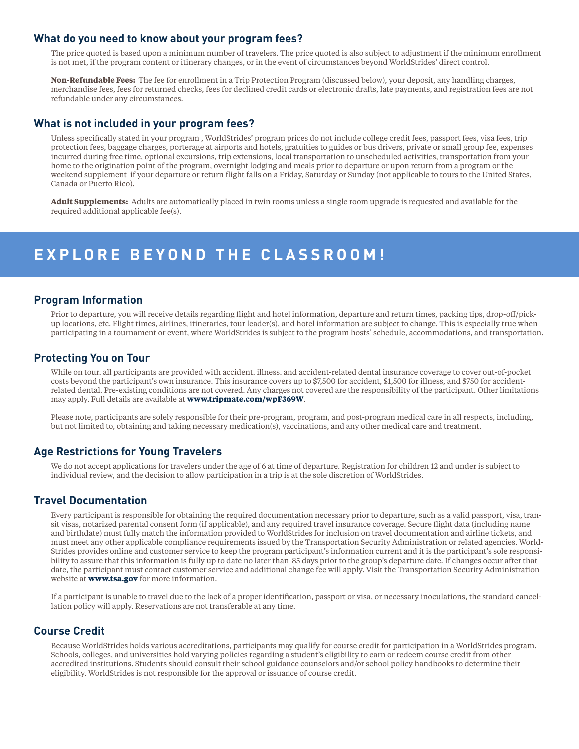## What do you need to know about your program fees?

The price quoted is based upon a minimum number of travelers. The price quoted is also subject to adjustment if the minimum enrollment is not met, if the program content or itinerary changes, or in the event of circumstances beyond WorldStrides' direct control.

**Non-Refundable Fees:** The fee for enrollment in a Trip Protection Program (discussed below), your deposit, any handling charges, merchandise fees, fees for returned checks, fees for declined credit cards or electronic drafts, late payments, and registration fees are not refundable under any circumstances.

## What is not included in your program fees?

Unless specifically stated in your program , WorldStrides' program prices do not include college credit fees, passport fees, visa fees, trip protection fees, baggage charges, porterage at airports and hotels, gratuities to guides or bus drivers, private or small group fee, expenses incurred during free time, optional excursions, trip extensions, local transportation to unscheduled activities, transportation from your home to the origination point of the program, overnight lodging and meals prior to departure or upon return from a program or the weekend supplement if your departure or return flight falls on a Friday, Saturday or Sunday (not applicable to tours to the United States, Canada or Puerto Rico).

**Adult Supplements:** Adults are automatically placed in twin rooms unless a single room upgrade is requested and available for the required additional applicable fee(s).

# EXPLORE BEYOND THE CLASSROOM!

## Program Information

Prior to departure, you will receive details regarding flight and hotel information, departure and return times, packing tips, drop-off/pick-up locations, etc. Flight times, airlines, itineraries, tour leader(s), and hotel information are subject to change. This is especially true when participating in a tournament or event, where WorldStrides is subject to the program hosts' schedule, accommodations, and transportation.

## Protecting You on Tour

While on tour, all participants are provided with accident, illness, and accident-related dental insurance coverage to cover out-of-pocket costs beyond the participant's own insurance. This insurance covers up to $7,500 for accident, $1,500 for illness, and $750 for accident-related dental. Pre-existing conditions are not covered. Any charges not covered are the responsibility of the participant. Other limitations may apply. Full details are available at **www.tripmate.com/wpF369W**.

Please note, participants are solely responsible for their pre-program, program, and post-program medical care in all respects, including, but not limited to, obtaining and taking necessary medication(s), vaccinations, and any other medical care and treatment.

## Age Restrictions for Young Travelers

We do not accept applications for travelers under the age of 6 at time of departure. Registration for children 12 and under is subject to individual review, and the decision to allow participation in a trip is at the sole discretion of WorldStrides.

## Travel Documentation

Every participant is responsible for obtaining the required documentation necessary prior to departure, such as a valid passport, visa, transit visas, notarized parental consent form (if applicable), and any required travel insurance coverage. Secure flight data (including name and birthdate) must fully match the information provided to WorldStrides for inclusion on travel documentation and airline tickets, and must meet any other applicable compliance requirements issued by the Transportation Security Administration or related agencies. WorldStrides provides online and customer service to keep the program participant's information current and it is the participant's sole responsibility to assure that this information is fully up to date no later than 85 days prior to the group's departure date. If changes occur after that date, the participant must contact customer service and additional change fee will apply. Visit the Transportation Security Administration website at **www.tsa.gov** for more information.

If a participant is unable to travel due to the lack of a proper identification, passport or visa, or necessary inoculations, the standard cancellation policy will apply. Reservations are not transferable at any time.

## Course Credit

Because WorldStrides holds various accreditations, participants may qualify for course credit for participation in a WorldStrides program. Schools, colleges, and universities hold varying policies regarding a student's eligibility to earn or redeem course credit from other accredited institutions. Students should consult their school guidance counselors and/or school policy handbooks to determine their eligibility. WorldStrides is not responsible for the approval or issuance of course credit.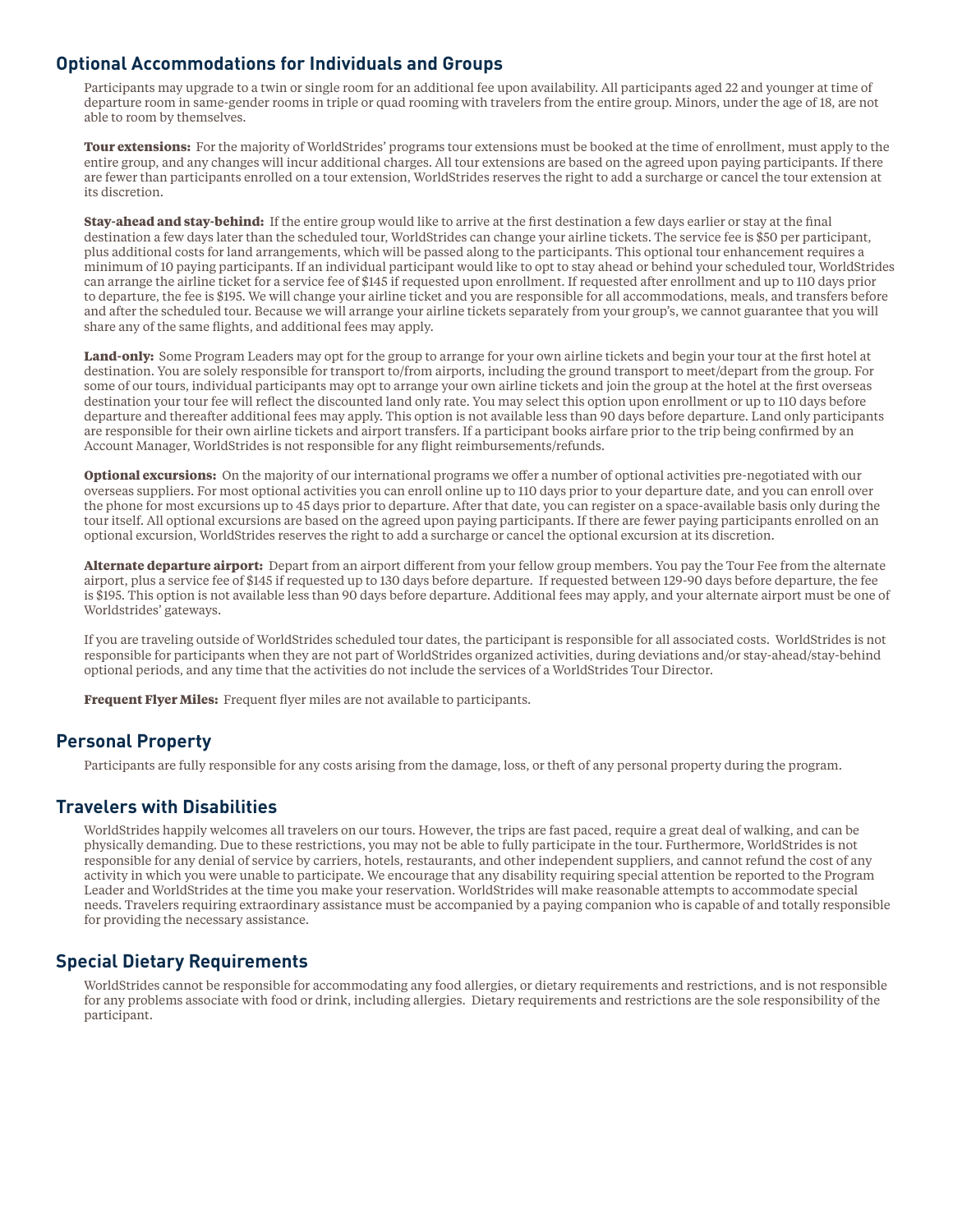## Optional Accommodations for Individuals and Groups

Participants may upgrade to a twin or single room for an additional fee upon availability. All participants aged 22 and younger at time of departure room in same-gender rooms in triple or quad rooming with travelers from the entire group. Minors, under the age of 18, are not able to room by themselves.

**Tour extensions:** For the majority of WorldStrides' programs tour extensions must be booked at the time of enrollment, must apply to the entire group, and any changes will incur additional charges. All tour extensions are based on the agreed upon paying participants. If there are fewer than participants enrolled on a tour extension, WorldStrides reserves the right to add a surcharge or cancel the tour extension at its discretion.

**Stay-ahead and stay-behind:** If the entire group would like to arrive at the first destination a few days earlier or stay at the final destination a few days later than the scheduled tour, WorldStrides can change your airline tickets. The service fee is $50 per participant, plus additional costs for land arrangements, which will be passed along to the participants. This optional tour enhancement requires a minimum of 10 paying participants. If an individual participant would like to opt to stay ahead or behind your scheduled tour, WorldStrides can arrange the airline ticket for a service fee of $145 if requested upon enrollment. If requested after enrollment and up to 110 days prior to departure, the fee is $195. We will change your airline ticket and you are responsible for all accommodations, meals, and transfers before and after the scheduled tour. Because we will arrange your airline tickets separately from your group's, we cannot guarantee that you will share any of the same flights, and additional fees may apply.

**Land-only:** Some Program Leaders may opt for the group to arrange for your own airline tickets and begin your tour at the first hotel at destination. You are solely responsible for transport to/from airports, including the ground transport to meet/depart from the group. For some of our tours, individual participants may opt to arrange your own airline tickets and join the group at the hotel at the first overseas destination your tour fee will reflect the discounted land only rate. You may select this option upon enrollment or up to 110 days before departure and thereafter additional fees may apply. This option is not available less than 90 days before departure. Land only participants are responsible for their own airline tickets and airport transfers. If a participant books airfare prior to the trip being confirmed by an Account Manager, WorldStrides is not responsible for any flight reimbursements/refunds.

**Optional excursions:** On the majority of our international programs we offer a number of optional activities pre-negotiated with our overseas suppliers. For most optional activities you can enroll online up to 110 days prior to your departure date, and you can enroll over the phone for most excursions up to 45 days prior to departure. After that date, you can register on a space-available basis only during the tour itself. All optional excursions are based on the agreed upon paying participants. If there are fewer paying participants enrolled on an optional excursion, WorldStrides reserves the right to add a surcharge or cancel the optional excursion at its discretion.

**Alternate departure airport:** Depart from an airport different from your fellow group members. You pay the Tour Fee from the alternate airport, plus a service fee of $145 if requested up to 130 days before departure. If requested between 129-90 days before departure, the fee is $195. This option is not available less than 90 days before departure. Additional fees may apply, and your alternate airport must be one of Worldstrides' gateways.

If you are traveling outside of WorldStrides scheduled tour dates, the participant is responsible for all associated costs. WorldStrides is not responsible for participants when they are not part of WorldStrides organized activities, during deviations and/or stay-ahead/stay-behind optional periods, and any time that the activities do not include the services of a WorldStrides Tour Director.

**Frequent Flyer Miles:** Frequent flyer miles are not available to participants.

## Personal Property

Participants are fully responsible for any costs arising from the damage, loss, or theft of any personal property during the program.

## Travelers with Disabilities

WorldStrides happily welcomes all travelers on our tours. However, the trips are fast paced, require a great deal of walking, and can be physically demanding. Due to these restrictions, you may not be able to fully participate in the tour. Furthermore, WorldStrides is not responsible for any denial of service by carriers, hotels, restaurants, and other independent suppliers, and cannot refund the cost of any activity in which you were unable to participate. We encourage that any disability requiring special attention be reported to the Program Leader and WorldStrides at the time you make your reservation. WorldStrides will make reasonable attempts to accommodate special needs. Travelers requiring extraordinary assistance must be accompanied by a paying companion who is capable of and totally responsible for providing the necessary assistance.

## Special Dietary Requirements

WorldStrides cannot be responsible for accommodating any food allergies, or dietary requirements and restrictions, and is not responsible for any problems associate with food or drink, including allergies. Dietary requirements and restrictions are the sole responsibility of the participant.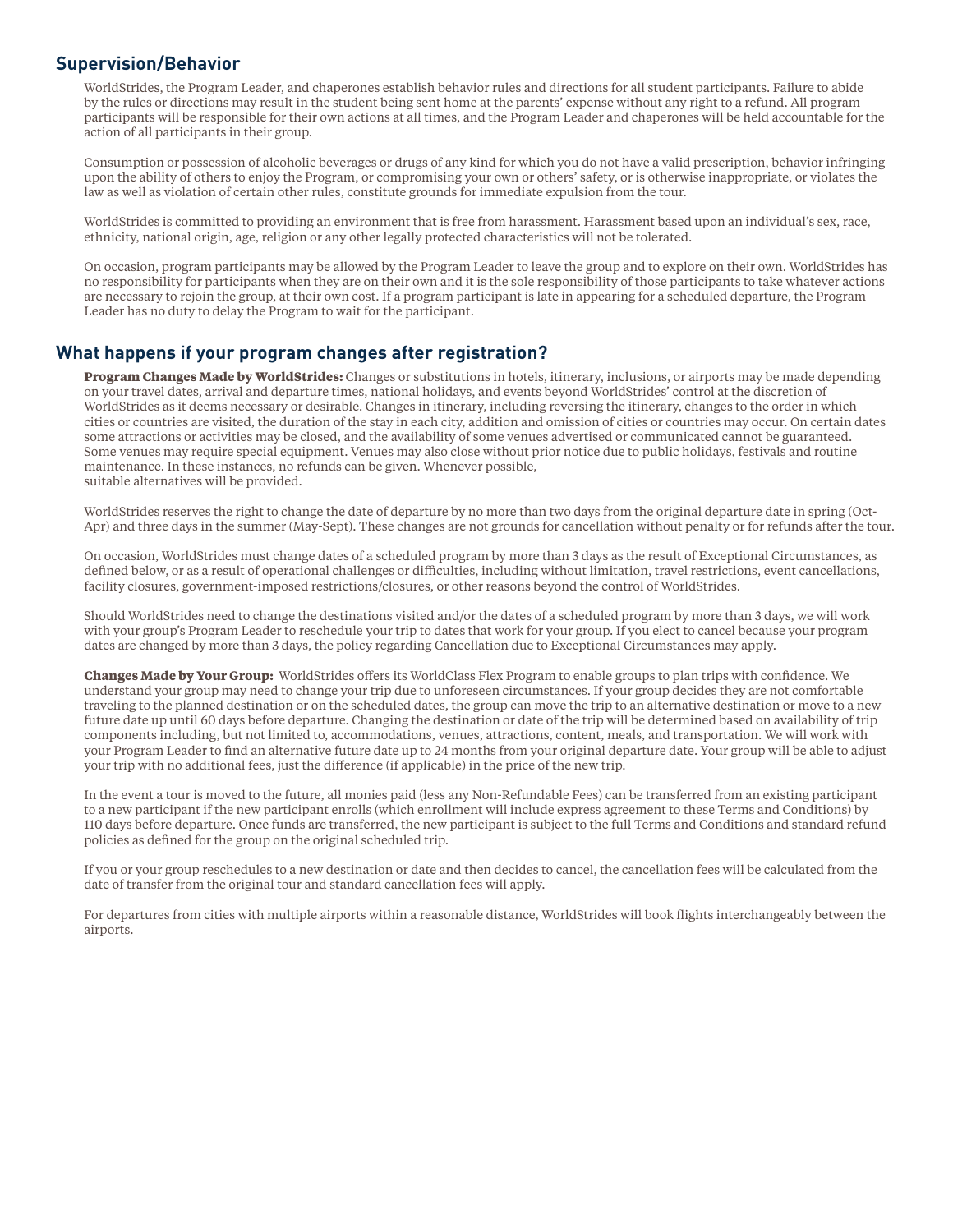## Supervision/Behavior

WorldStrides, the Program Leader, and chaperones establish behavior rules and directions for all student participants. Failure to abide by the rules or directions may result in the student being sent home at the parents' expense without any right to a refund. All program participants will be responsible for their own actions at all times, and the Program Leader and chaperones will be held accountable for the action of all participants in their group.

Consumption or possession of alcoholic beverages or drugs of any kind for which you do not have a valid prescription, behavior infringing upon the ability of others to enjoy the Program, or compromising your own or others' safety, or is otherwise inappropriate, or violates the law as well as violation of certain other rules, constitute grounds for immediate expulsion from the tour.

WorldStrides is committed to providing an environment that is free from harassment. Harassment based upon an individual's sex, race, ethnicity, national origin, age, religion or any other legally protected characteristics will not be tolerated.

On occasion, program participants may be allowed by the Program Leader to leave the group and to explore on their own. WorldStrides has no responsibility for participants when they are on their own and it is the sole responsibility of those participants to take whatever actions are necessary to rejoin the group, at their own cost. If a program participant is late in appearing for a scheduled departure, the Program Leader has no duty to delay the Program to wait for the participant.

## What happens if your program changes after registration?

**Program Changes Made by WorldStrides:** Changes or substitutions in hotels, itinerary, inclusions, or airports may be made depending on your travel dates, arrival and departure times, national holidays, and events beyond WorldStrides' control at the discretion of WorldStrides as it deems necessary or desirable. Changes in itinerary, including reversing the itinerary, changes to the order in which cities or countries are visited, the duration of the stay in each city, addition and omission of cities or countries may occur. On certain dates some attractions or activities may be closed, and the availability of some venues advertised or communicated cannot be guaranteed. Some venues may require special equipment. Venues may also close without prior notice due to public holidays, festivals and routine maintenance. In these instances, no refunds can be given. Whenever possible,
suitable alternatives will be provided.

WorldStrides reserves the right to change the date of departure by no more than two days from the original departure date in spring (Oct-Apr) and three days in the summer (May-Sept). These changes are not grounds for cancellation without penalty or for refunds after the tour.

On occasion, WorldStrides must change dates of a scheduled program by more than 3 days as the result of Exceptional Circumstances, as defined below, or as a result of operational challenges or difficulties, including without limitation, travel restrictions, event cancellations, facility closures, government-imposed restrictions/closures, or other reasons beyond the control of WorldStrides.

Should WorldStrides need to change the destinations visited and/or the dates of a scheduled program by more than 3 days, we will work with your group's Program Leader to reschedule your trip to dates that work for your group. If you elect to cancel because your program dates are changed by more than 3 days, the policy regarding Cancellation due to Exceptional Circumstances may apply.

**Changes Made by Your Group:** WorldStrides offers its WorldClass Flex Program to enable groups to plan trips with confidence. We understand your group may need to change your trip due to unforeseen circumstances. If your group decides they are not comfortable traveling to the planned destination or on the scheduled dates, the group can move the trip to an alternative destination or move to a new future date up until 60 days before departure. Changing the destination or date of the trip will be determined based on availability of trip components including, but not limited to, accommodations, venues, attractions, content, meals, and transportation. We will work with your Program Leader to find an alternative future date up to 24 months from your original departure date. Your group will be able to adjust your trip with no additional fees, just the difference (if applicable) in the price of the new trip.

In the event a tour is moved to the future, all monies paid (less any Non-Refundable Fees) can be transferred from an existing participant to a new participant if the new participant enrolls (which enrollment will include express agreement to these Terms and Conditions) by 110 days before departure. Once funds are transferred, the new participant is subject to the full Terms and Conditions and standard refund policies as defined for the group on the original scheduled trip.

If you or your group reschedules to a new destination or date and then decides to cancel, the cancellation fees will be calculated from the date of transfer from the original tour and standard cancellation fees will apply.

For departures from cities with multiple airports within a reasonable distance, WorldStrides will book flights interchangeably between the airports.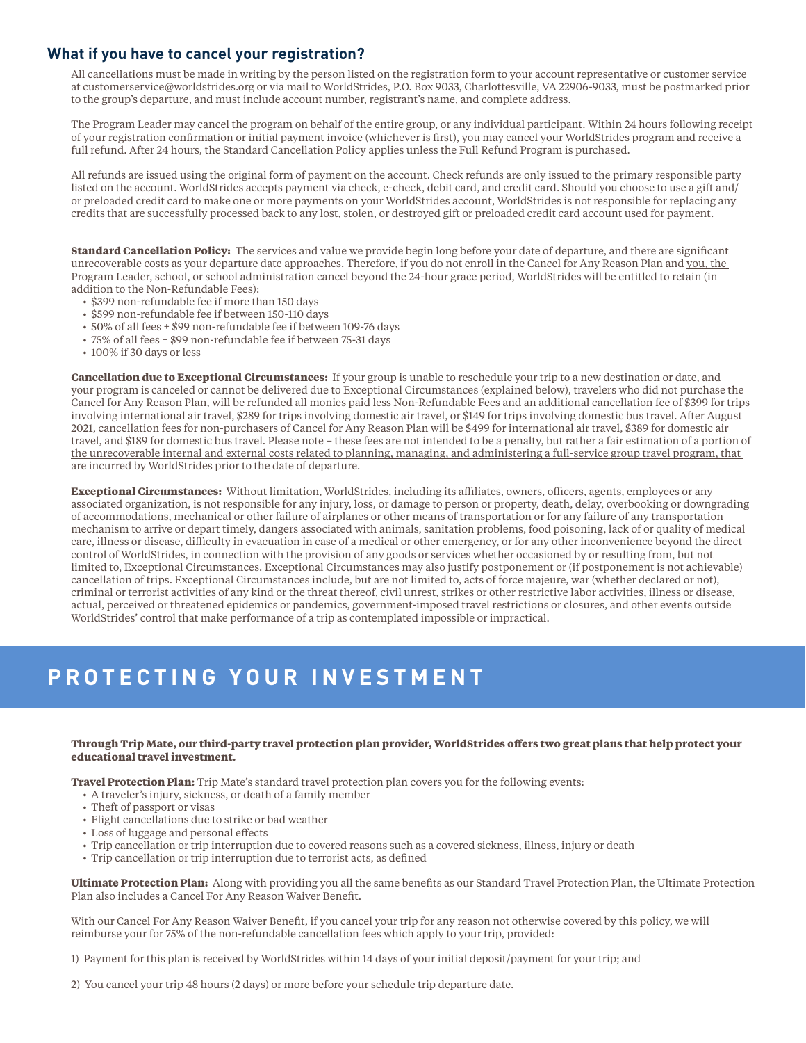## What if you have to cancel your registration?

All cancellations must be made in writing by the person listed on the registration form to your account representative or customer service at customerservice@worldstrides.org or via mail to WorldStrides, P.O. Box 9033, Charlottesville, VA 22906-9033, must be postmarked prior to the group's departure, and must include account number, registrant's name, and complete address.

The Program Leader may cancel the program on behalf of the entire group, or any individual participant. Within 24 hours following receipt of your registration confirmation or initial payment invoice (whichever is first), you may cancel your WorldStrides program and receive a full refund. After 24 hours, the Standard Cancellation Policy applies unless the Full Refund Program is purchased.

All refunds are issued using the original form of payment on the account. Check refunds are only issued to the primary responsible party listed on the account. WorldStrides accepts payment via check, e-check, debit card, and credit card. Should you choose to use a gift and/or preloaded credit card to make one or more payments on your WorldStrides account, WorldStrides is not responsible for replacing any credits that are successfully processed back to any lost, stolen, or destroyed gift or preloaded credit card account used for payment.

**Standard Cancellation Policy:** The services and value we provide begin long before your date of departure, and there are significant unrecoverable costs as your departure date approaches. Therefore, if you do not enroll in the Cancel for Any Reason Plan and <u>you, the Program Leader, school, or school administration</u> cancel beyond the 24-hour grace period, WorldStrides will be entitled to retain (in addition to the Non-Refundable Fees):

- $399 non-refundable fee if more than 150 days
- $599 non-refundable fee if between 150-110 days
- 50% of all fees + $99 non-refundable fee if between 109-76 days
- 75% of all fees + $99 non-refundable fee if between 75-31 days
- 100% if 30 days or less

**Cancellation due to Exceptional Circumstances:** If your group is unable to reschedule your trip to a new destination or date, and your program is canceled or cannot be delivered due to Exceptional Circumstances (explained below), travelers who did not purchase the Cancel for Any Reason Plan, will be refunded all monies paid less Non-Refundable Fees and an additional cancellation fee of $399 for trips involving international air travel, $289 for trips involving domestic air travel, or $149 for trips involving domestic bus travel. After August 2021, cancellation fees for non-purchasers of Cancel for Any Reason Plan will be $499 for international air travel, $389 for domestic air travel, and $189 for domestic bus travel. <u>Please note – these fees are not intended to be a penalty, but rather a fair estimation of a portion of the unrecoverable internal and external costs related to planning, managing, and administering a full-service group travel program, that are incurred by WorldStrides prior to the date of departure.</u>

**Exceptional Circumstances:** Without limitation, WorldStrides, including its affiliates, owners, officers, agents, employees or any associated organization, is not responsible for any injury, loss, or damage to person or property, death, delay, overbooking or downgrading of accommodations, mechanical or other failure of airplanes or other means of transportation or for any failure of any transportation mechanism to arrive or depart timely, dangers associated with animals, sanitation problems, food poisoning, lack of or quality of medical care, illness or disease, difficulty in evacuation in case of a medical or other emergency, or for any other inconvenience beyond the direct control of WorldStrides, in connection with the provision of any goods or services whether occasioned by or resulting from, but not limited to, Exceptional Circumstances. Exceptional Circumstances may also justify postponement or (if postponement is not achievable) cancellation of trips. Exceptional Circumstances include, but are not limited to, acts of force majeure, war (whether declared or not), criminal or terrorist activities of any kind or the threat thereof, civil unrest, strikes or other restrictive labor activities, illness or disease, actual, perceived or threatened epidemics or pandemics, government-imposed travel restrictions or closures, and other events outside WorldStrides' control that make performance of a trip as contemplated impossible or impractical.

# PROTECTING YOUR INVESTMENT

**Through Trip Mate, our third-party travel protection plan provider, WorldStrides offers two great plans that help protect your educational travel investment.**

**Travel Protection Plan:** Trip Mate's standard travel protection plan covers you for the following events:

- A traveler's injury, sickness, or death of a family member
- Theft of passport or visas
- Flight cancellations due to strike or bad weather
- Loss of luggage and personal effects
- Trip cancellation or trip interruption due to covered reasons such as a covered sickness, illness, injury or death
- Trip cancellation or trip interruption due to terrorist acts, as defined

**Ultimate Protection Plan:** Along with providing you all the same benefits as our Standard Travel Protection Plan, the Ultimate Protection Plan also includes a Cancel For Any Reason Waiver Benefit.

With our Cancel For Any Reason Waiver Benefit, if you cancel your trip for any reason not otherwise covered by this policy, we will reimburse your for 75% of the non-refundable cancellation fees which apply to your trip, provided:

1) Payment for this plan is received by WorldStrides within 14 days of your initial deposit/payment for your trip; and

2) You cancel your trip 48 hours (2 days) or more before your schedule trip departure date.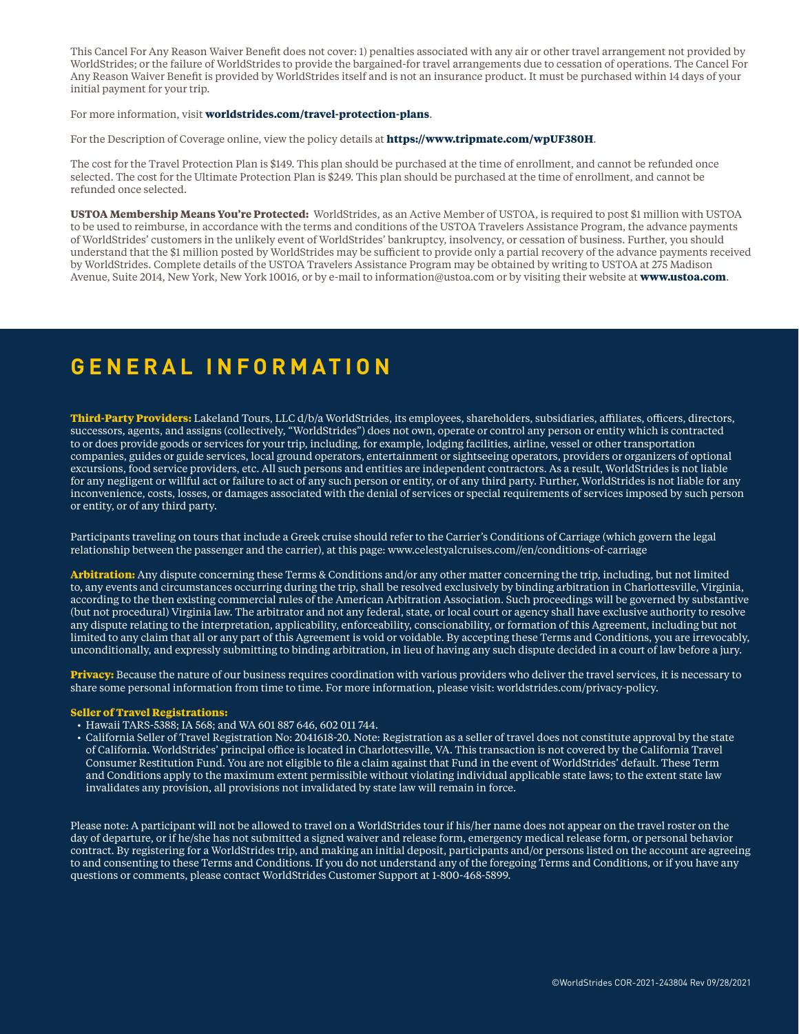This Cancel For Any Reason Waiver Benefit does not cover: 1) penalties associated with any air or other travel arrangement not provided by WorldStrides; or the failure of WorldStrides to provide the bargained-for travel arrangements due to cessation of operations. The Cancel For Any Reason Waiver Benefit is provided by WorldStrides itself and is not an insurance product. It must be purchased within 14 days of your initial payment for your trip.

For more information, visit **worldstrides.com/travel-protection-plans**.

For the Description of Coverage online, view the policy details at **https://www.tripmate.com/wpUF380H**.

The cost for the Travel Protection Plan is $149. This plan should be purchased at the time of enrollment, and cannot be refunded once selected. The cost for the Ultimate Protection Plan is $249. This plan should be purchased at the time of enrollment, and cannot be refunded once selected.

**USTOA Membership Means You're Protected:** WorldStrides, as an Active Member of USTOA, is required to post $1 million with USTOA to be used to reimburse, in accordance with the terms and conditions of the USTOA Travelers Assistance Program, the advance payments of WorldStrides' customers in the unlikely event of WorldStrides' bankruptcy, insolvency, or cessation of business. Further, you should understand that the $1 million posted by WorldStrides may be sufficient to provide only a partial recovery of the advance payments received by WorldStrides. Complete details of the USTOA Travelers Assistance Program may be obtained by writing to USTOA at 275 Madison Avenue, Suite 2014, New York, New York 10016, or by e-mail to information@ustoa.com or by visiting their website at **www.ustoa.com**.

# GENERAL INFORMATION

**Third-Party Providers:** Lakeland Tours, LLC d/b/a WorldStrides, its employees, shareholders, subsidiaries, affiliates, officers, directors, successors, agents, and assigns (collectively, "WorldStrides") does not own, operate or control any person or entity which is contracted to or does provide goods or services for your trip, including, for example, lodging facilities, airline, vessel or other transportation companies, guides or guide services, local ground operators, entertainment or sightseeing operators, providers or organizers of optional excursions, food service providers, etc. All such persons and entities are independent contractors. As a result, WorldStrides is not liable for any negligent or willful act or failure to act of any such person or entity, or of any third party. Further, WorldStrides is not liable for any inconvenience, costs, losses, or damages associated with the denial of services or special requirements of services imposed by such person or entity, or of any third party.

Participants traveling on tours that include a Greek cruise should refer to the Carrier's Conditions of Carriage (which govern the legal relationship between the passenger and the carrier), at this page: www.celestyalcruises.com//en/conditions-of-carriage

**Arbitration:** Any dispute concerning these Terms & Conditions and/or any other matter concerning the trip, including, but not limited to, any events and circumstances occurring during the trip, shall be resolved exclusively by binding arbitration in Charlottesville, Virginia, according to the then existing commercial rules of the American Arbitration Association. Such proceedings will be governed by substantive (but not procedural) Virginia law. The arbitrator and not any federal, state, or local court or agency shall have exclusive authority to resolve any dispute relating to the interpretation, applicability, enforceability, conscionability, or formation of this Agreement, including but not limited to any claim that all or any part of this Agreement is void or voidable. By accepting these Terms and Conditions, you are irrevocably, unconditionally, and expressly submitting to binding arbitration, in lieu of having any such dispute decided in a court of law before a jury.

**Privacy:** Because the nature of our business requires coordination with various providers who deliver the travel services, it is necessary to share some personal information from time to time. For more information, please visit: worldstrides.com/privacy-policy.

**Seller of Travel Registrations:**

- Hawaii TARS-5388; IA 568; and WA 601 887 646, 602 011 744.
- California Seller of Travel Registration No: 2041618-20. Note: Registration as a seller of travel does not constitute approval by the state of California. WorldStrides' principal office is located in Charlottesville, VA. This transaction is not covered by the California Travel Consumer Restitution Fund. You are not eligible to file a claim against that Fund in the event of WorldStrides' default. These Term and Conditions apply to the maximum extent permissible without violating individual applicable state laws; to the extent state law invalidates any provision, all provisions not invalidated by state law will remain in force.

Please note: A participant will not be allowed to travel on a WorldStrides tour if his/her name does not appear on the travel roster on the day of departure, or if he/she has not submitted a signed waiver and release form, emergency medical release form, or personal behavior contract. By registering for a WorldStrides trip, and making an initial deposit, participants and/or persons listed on the account are agreeing to and consenting to these Terms and Conditions. If you do not understand any of the foregoing Terms and Conditions, or if you have any questions or comments, please contact WorldStrides Customer Support at 1-800-468-5899.

©WorldStrides COR-2021-243804 Rev 09/28/2021